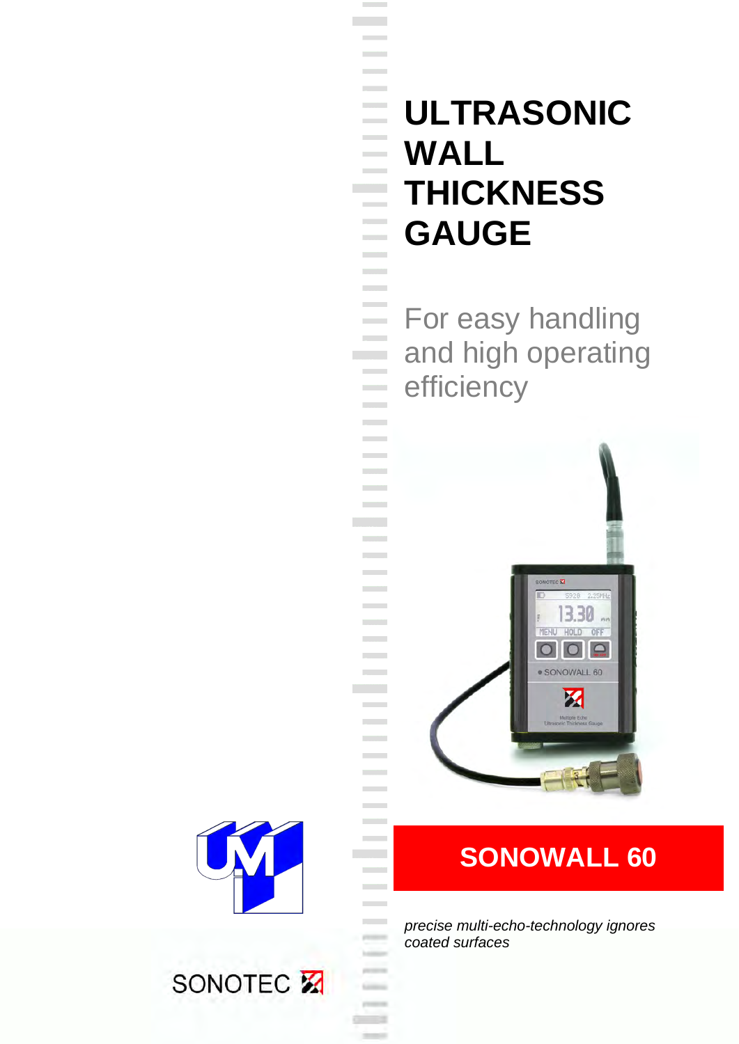# ULTRASONIC WALL THICKNESS GAUGE

For easy handling and high operating efficiency

## SONOWALL 60

*precise multi-echo-technology ignores coated surfaces*

SONOTEC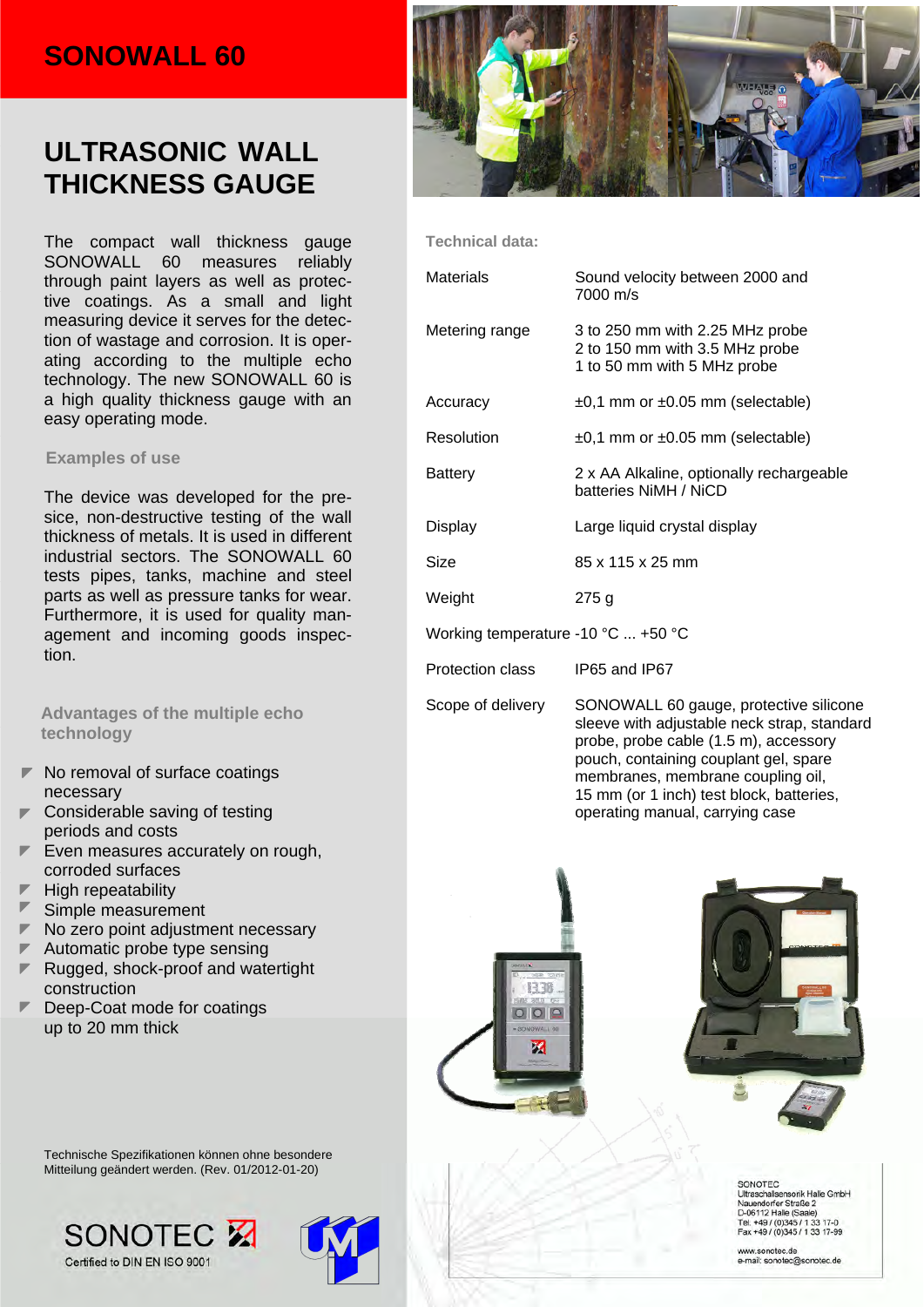# SONOWALL 60

## ULTRASONIC WALL THICKNESS GAUGE

The compact wall thickness gauge SONOWALL 60 measures reliably through paint layers as well as protective coatings. As a small and light measuring device it serves for the detection of wastage and corrosion. It is operating according to the multiple echo technology. The new SONOWALL 60 is a high quality thickness gauge with an easy operating mode.

### Examples of use

The device was developed for the precise, non-destructive testing of the wall thickness of metals. It is used in different industrial sectors. The SONOWALL 60 tests pipes, tanks, machine and steel parts as well as pressure tanks for wear. Furthermore, it is used for quality management and incoming goods inspection.

### Advantages of the multiple echo technology

- No removal of surface coatings necessary
- Considerable saving of testing periods and costs
- Even measures accurately on rough, corroded surfaces
- High repeatability
- Simple measurement
- No zero point adjustment necessary
- Automatic probe type sensing
- Rugged, shock-proof and watertight construction
- Deep-Coat mode for coatings up to 20 mm thick

### Technical data:

| | |
|---|---|
| Materials | Sound velocity between 2000 and 7000 m/s |
| Metering range | 3 to 250 mm with 2.25 MHz probe<br>2 to 150 mm with 3.5 MHz probe<br>1 to 50 mm with 5 MHz probe |
| Accuracy | ±0,1 mm or ±0.05 mm (selectable) |
| Resolution | ±0,1 mm or ±0.05 mm (selectable) |
| Battery | 2 x AA Alkaline, optionally rechargeable batteries NiMH / NiCD |
| Display | Large liquid crystal display |
| Size | 85 x 115 x 25 mm |
| Weight | 275 g |
| Working temperature | -10 °C ... +50 °C |
| Protection class | IP65 and IP67 |
| Scope of delivery | SONOWALL 60 gauge, protective silicone sleeve with adjustable neck strap, standard probe, probe cable (1.5 m), accessory pouch, containing couplant gel, spare membranes, membrane coupling oil, 15 mm (or 1 inch) test block, batteries, operating manual, carrying case |

Technische Spezifikationen können ohne besondere Mitteilung geändert werden. (Rev. 01/2012-01-20)

SONOTEC
Certified to DIN EN ISO 9001

SONOTEC
Ultraschallsensorik Halle GmbH
Nauendorfer Straße 2
D-06112 Halle (Saale)
Tel. +49 / (0)345 / 1 33 17-0
Fax +49 / (0)345 / 1 33 17-99

www.sonotec.de
e-mail: sonotec@sonotec.de